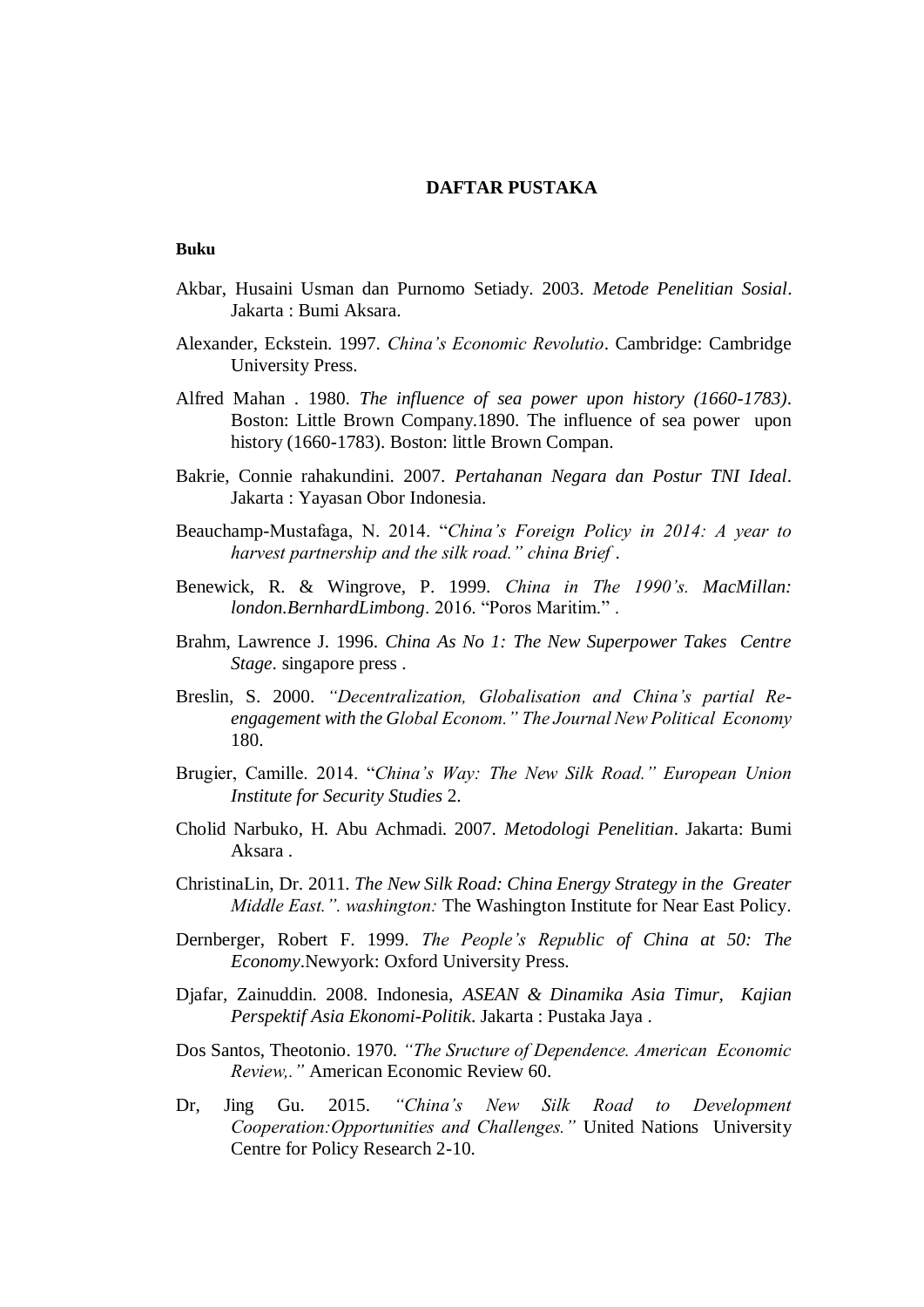# DAFTAR PUSTAKA

**Buku**

Akbar, Husaini Usman dan Purnomo Setiady. 2003. *Metode Penelitian Sosial*. Jakarta : Bumi Aksara.

Alexander, Eckstein. 1997. *China's Economic Revolutio*. Cambridge: Cambridge University Press.

Alfred Mahan . 1980. *The influence of sea power upon history (1660-1783)*. Boston: Little Brown Company.1890. The influence of sea power upon history (1660-1783). Boston: little Brown Compan.

Bakrie, Connie rahakundini. 2007. *Pertahanan Negara dan Postur TNI Ideal*. Jakarta : Yayasan Obor Indonesia.

Beauchamp-Mustafaga, N. 2014. "*China's Foreign Policy in 2014: A year to harvest partnership and the silk road." china Brief* .

Benewick, R. & Wingrove, P. 1999. *China in The 1990's. MacMillan: london.BernhardLimbong*. 2016. "Poros Maritim." .

Brahm, Lawrence J. 1996. *China As No 1: The New Superpower Takes Centre Stage*. singapore press .

Breslin, S. 2000. *"Decentralization, Globalisation and China's partial Re-engagement with the Global Econom." The Journal New Political Economy* 180.

Brugier, Camille. 2014. "*China's Way: The New Silk Road." European Union Institute for Security Studies* 2.

Cholid Narbuko, H. Abu Achmadi. 2007. *Metodologi Penelitian*. Jakarta: Bumi Aksara .

ChristinaLin, Dr. 2011. *The New Silk Road: China Energy Strategy in the Greater Middle East.". washington:* The Washington Institute for Near East Policy.

Dernberger, Robert F. 1999. *The People's Republic of China at 50: The Economy*.Newyork: Oxford University Press.

Djafar, Zainuddin. 2008. Indonesia, *ASEAN & Dinamika Asia Timur, Kajian Perspektif Asia Ekonomi-Politik*. Jakarta : Pustaka Jaya .

Dos Santos, Theotonio. 1970. *"The Sructure of Dependence. American Economic Review,."* American Economic Review 60.

Dr, Jing Gu. 2015. *"China's New Silk Road to Development Cooperation:Opportunities and Challenges."* United Nations University Centre for Policy Research 2-10.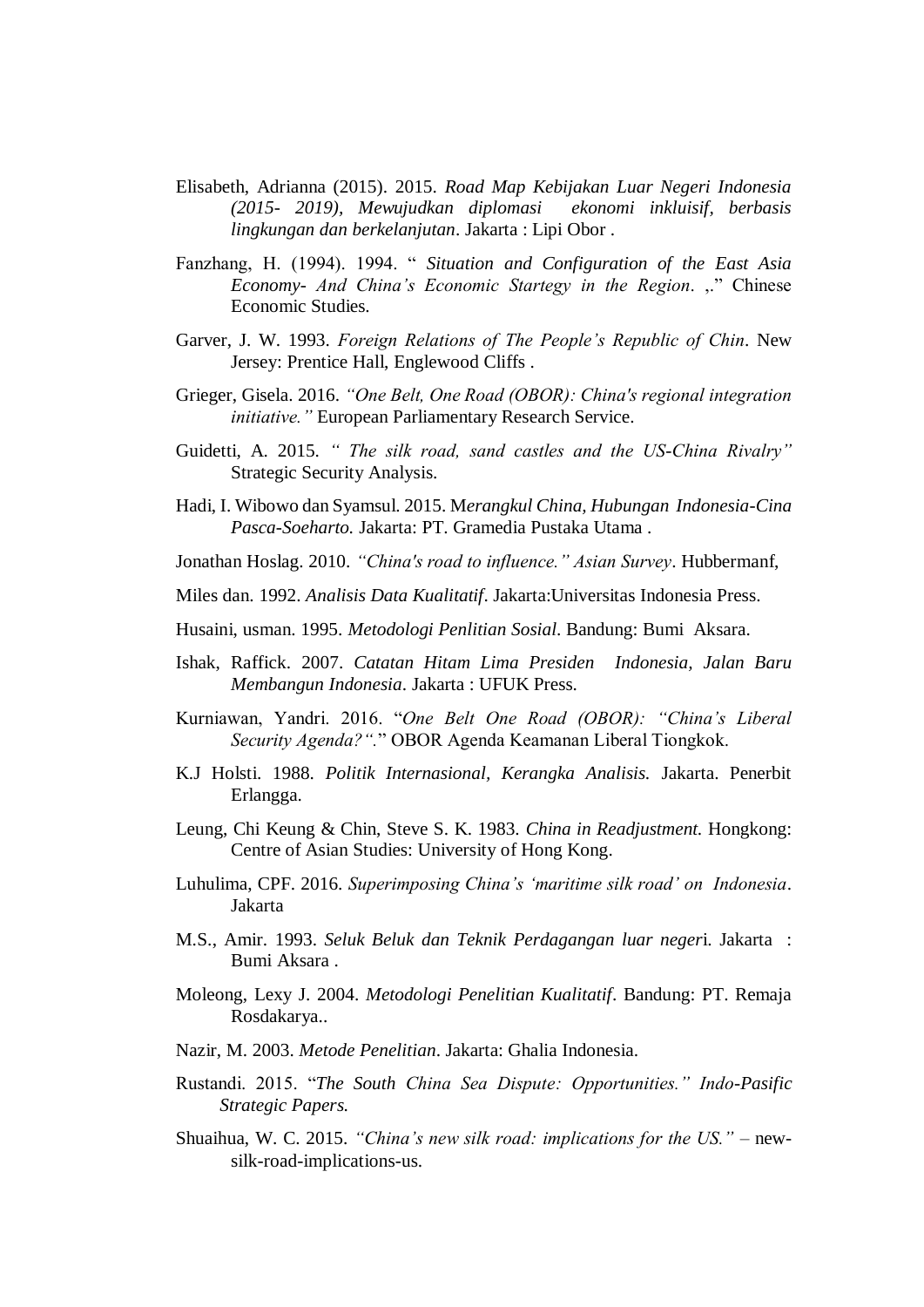Elisabeth, Adrianna (2015). 2015. *Road Map Kebijakan Luar Negeri Indonesia (2015- 2019), Mewujudkan diplomasi ekonomi inkluisif, berbasis lingkungan dan berkelanjutan*. Jakarta : Lipi Obor .

Fanzhang, H. (1994). 1994. " *Situation and Configuration of the East Asia Economy- And China's Economic Startegy in the Region*. ,." Chinese Economic Studies.

Garver, J. W. 1993. *Foreign Relations of The People's Republic of Chin*. New Jersey: Prentice Hall, Englewood Cliffs .

Grieger, Gisela. 2016. *"One Belt, One Road (OBOR): China's regional integration initiative."* European Parliamentary Research Service.

Guidetti, A. 2015. *" The silk road, sand castles and the US-China Rivalry"* Strategic Security Analysis.

Hadi, I. Wibowo dan Syamsul. 2015. M*erangkul China, Hubungan Indonesia-Cina Pasca-Soeharto.* Jakarta: PT. Gramedia Pustaka Utama .

Jonathan Hoslag. 2010. *"China's road to influence." Asian Survey*. Hubbermanf,

Miles dan. 1992. *Analisis Data Kualitatif*. Jakarta:Universitas Indonesia Press.

Husaini, usman. 1995. *Metodologi Penlitian Sosial*. Bandung: Bumi Aksara.

Ishak, Raffick. 2007. *Catatan Hitam Lima Presiden Indonesia, Jalan Baru Membangun Indonesia*. Jakarta : UFUK Press.

Kurniawan, Yandri. 2016. "*One Belt One Road (OBOR): "China's Liberal Security Agenda?".*" OBOR Agenda Keamanan Liberal Tiongkok.

K.J Holsti. 1988. *Politik Internasional, Kerangka Analisis.* Jakarta. Penerbit Erlangga.

Leung, Chi Keung & Chin, Steve S. K. 1983. *China in Readjustment.* Hongkong: Centre of Asian Studies: University of Hong Kong.

Luhulima, CPF. 2016. *Superimposing China's 'maritime silk road' on Indonesia*. Jakarta

M.S., Amir. 1993. *Seluk Beluk dan Teknik Perdagangan luar neger*i. Jakarta : Bumi Aksara .

Moleong, Lexy J. 2004. *Metodologi Penelitian Kualitatif*. Bandung: PT. Remaja Rosdakarya..

Nazir, M. 2003. *Metode Penelitian*. Jakarta: Ghalia Indonesia.

Rustandi. 2015. "*The South China Sea Dispute: Opportunities." Indo-Pasific Strategic Papers.*

Shuaihua, W. C. 2015. *"China's new silk road: implications for the US."* – new-silk-road-implications-us.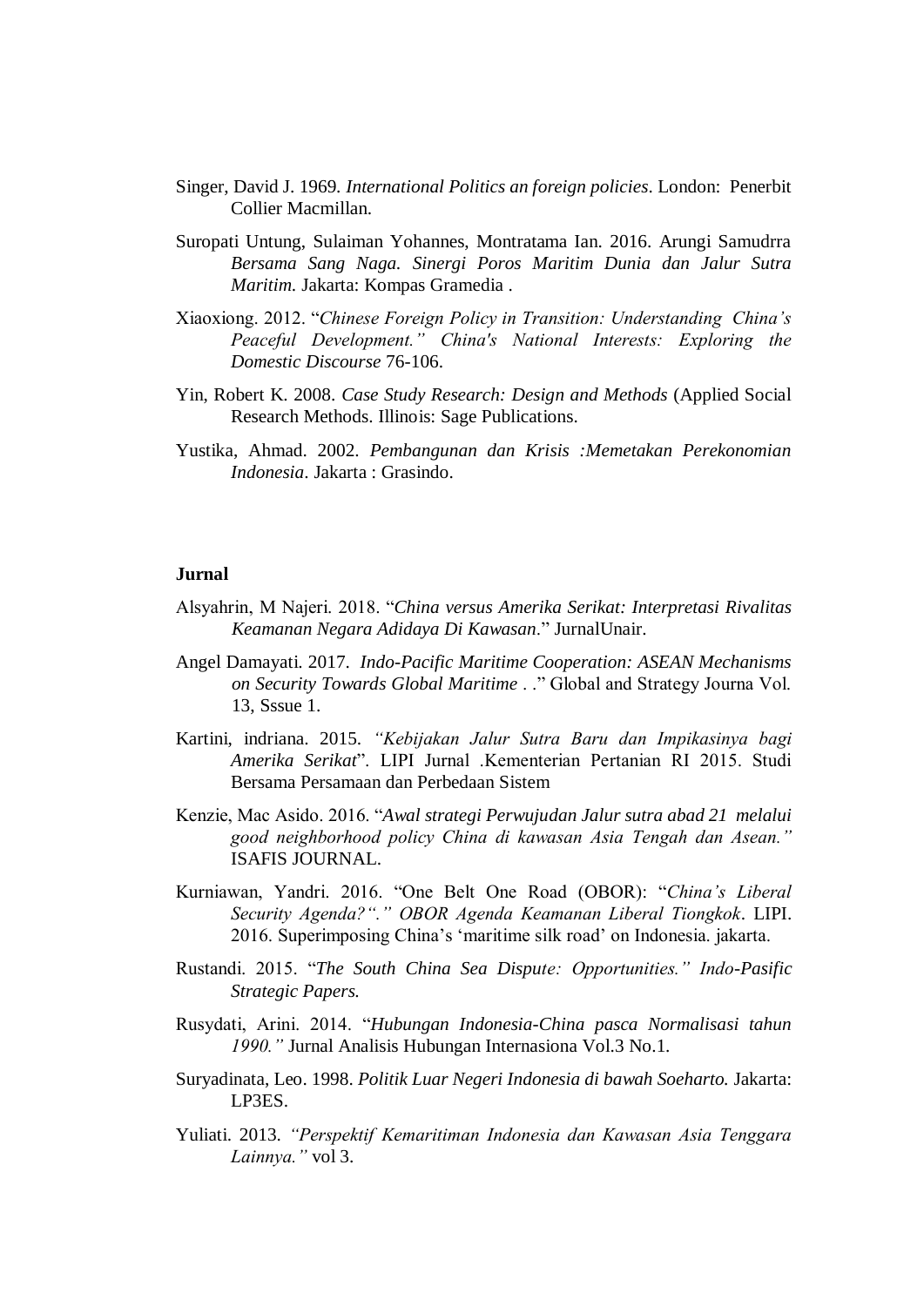Singer, David J. 1969. *International Politics an foreign policies*. London: Penerbit Collier Macmillan.

Suropati Untung, Sulaiman Yohannes, Montratama Ian. 2016. Arungi Samudrra *Bersama Sang Naga. Sinergi Poros Maritim Dunia dan Jalur Sutra Maritim.* Jakarta: Kompas Gramedia .

Xiaoxiong. 2012. "*Chinese Foreign Policy in Transition: Understanding China's Peaceful Development." China's National Interests: Exploring the Domestic Discourse* 76-106.

Yin, Robert K. 2008. *Case Study Research: Design and Methods* (Applied Social Research Methods. Illinois: Sage Publications.

Yustika, Ahmad. 2002. *Pembangunan dan Krisis :Memetakan Perekonomian Indonesia*. Jakarta : Grasindo.

**Jurnal**

Alsyahrin, M Najeri. 2018. "*China versus Amerika Serikat: Interpretasi Rivalitas Keamanan Negara Adidaya Di Kawasan*." JurnalUnair.

Angel Damayati. 2017. *Indo-Pacific Maritime Cooperation: ASEAN Mechanisms on Security Towards Global Maritime* . ." Global and Strategy Journa Vol. 13, Sssue 1.

Kartini, indriana. 2015. *"Kebijakan Jalur Sutra Baru dan Impikasinya bagi Amerika Serikat*". LIPI Jurnal .Kementerian Pertanian RI 2015. Studi Bersama Persamaan dan Perbedaan Sistem

Kenzie, Mac Asido. 2016. "*Awal strategi Perwujudan Jalur sutra abad 21 melalui good neighborhood policy China di kawasan Asia Tengah dan Asean."* ISAFIS JOURNAL.

Kurniawan, Yandri. 2016. "One Belt One Road (OBOR): "*China's Liberal Security Agenda?"." OBOR Agenda Keamanan Liberal Tiongkok*. LIPI. 2016. Superimposing China's 'maritime silk road' on Indonesia. jakarta.

Rustandi. 2015. "*The South China Sea Dispute: Opportunities." Indo-Pasific Strategic Papers.*

Rusydati, Arini. 2014. "*Hubungan Indonesia-China pasca Normalisasi tahun 1990."* Jurnal Analisis Hubungan Internasiona Vol.3 No.1.

Suryadinata, Leo. 1998. *Politik Luar Negeri Indonesia di bawah Soeharto.* Jakarta: LP3ES.

Yuliati. 2013. *"Perspektif Kemaritiman Indonesia dan Kawasan Asia Tenggara Lainnya."* vol 3.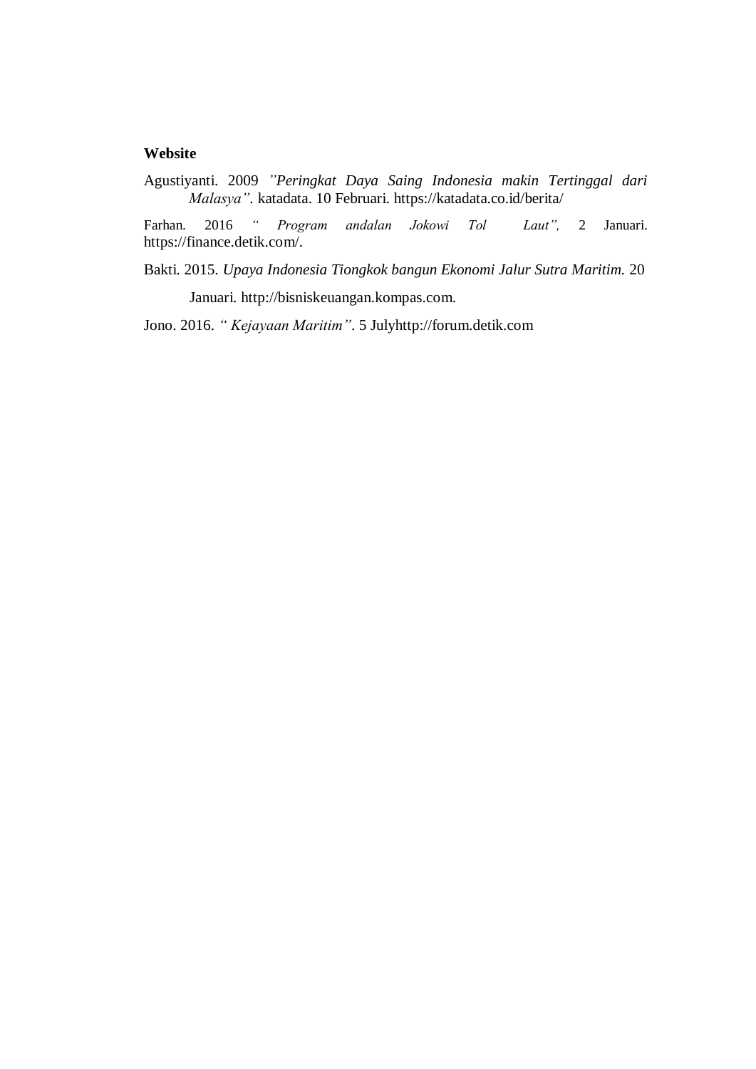**Website**

Agustiyanti. 2009 *"Peringkat Daya Saing Indonesia makin Tertinggal dari Malasya"*. katadata. 10 Februari. https://katadata.co.id/berita/

Farhan. 2016 *" Program andalan Jokowi Tol Laut",* 2 Januari. https://finance.detik.com/.

Bakti. 2015. *Upaya Indonesia Tiongkok bangun Ekonomi Jalur Sutra Maritim.* 20 Januari. http://bisniskeuangan.kompas.com.

Jono. 2016. *" Kejayaan Maritim"*. 5 Julyhttp://forum.detik.com